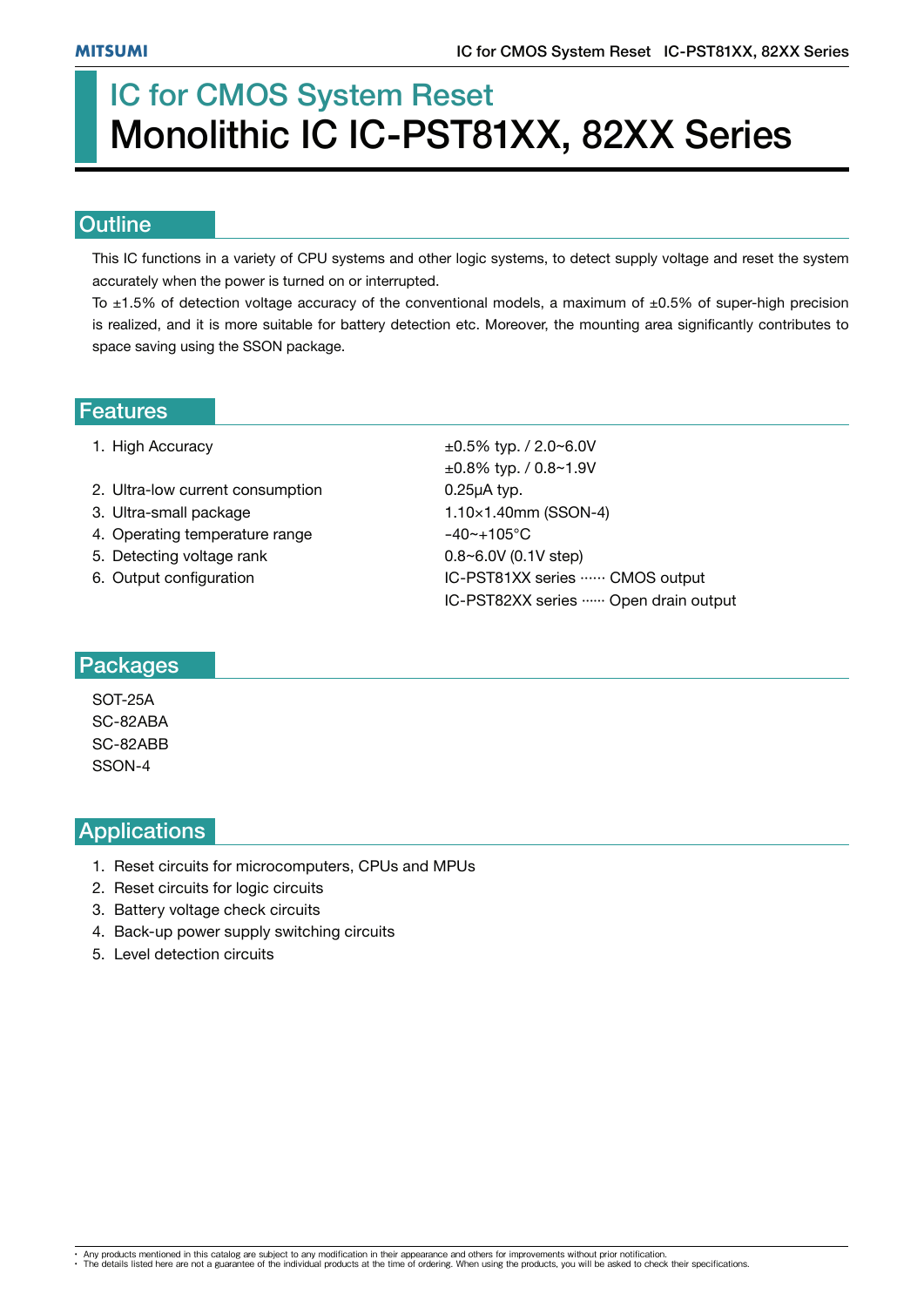# IC for CMOS System Reset
# Monolithic IC IC-PST81XX, 82XX Series

## Outline

This IC functions in a variety of CPU systems and other logic systems, to detect supply voltage and reset the system accurately when the power is turned on or interrupted.

To ±1.5% of detection voltage accuracy of the conventional models, a maximum of ±0.5% of super-high precision is realized, and it is more suitable for battery detection etc. Moreover, the mounting area significantly contributes to space saving using the SSON package.

## Features

1. High Accuracy ±0.5% typ. / 2.0~6.0V
   ±0.8% typ. / 0.8~1.9V
2. Ultra-low current consumption 0.25μA typ.
3. Ultra-small package 1.10×1.40mm (SSON-4)
4. Operating temperature range -40~+105°C
5. Detecting voltage rank 0.8~6.0V (0.1V step)
6. Output configuration IC-PST81XX series ······ CMOS output
   IC-PST82XX series ······ Open drain output

## Packages

SOT-25A
SC-82ABA
SC-82ABB
SSON-4

## Applications

1. Reset circuits for microcomputers, CPUs and MPUs
2. Reset circuits for logic circuits
3. Battery voltage check circuits
4. Back-up power supply switching circuits
5. Level detection circuits

- Any products mentioned in this catalog are subject to any modification in their appearance and others for improvements without prior notification.
- The details listed here are not a guarantee of the individual products at the time of ordering. When using the products, you will be asked to check their specifications.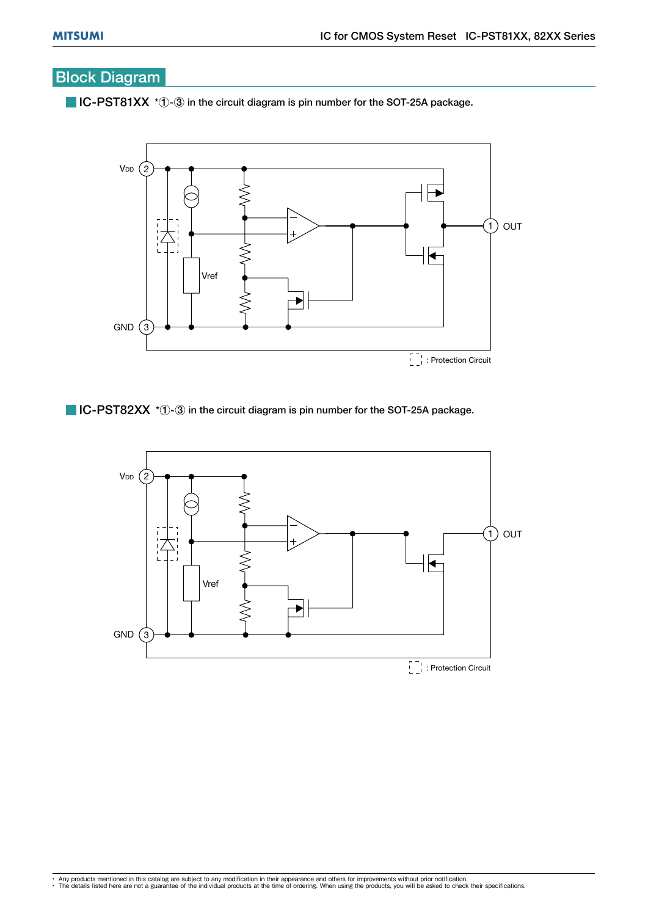## Block Diagram

### IC-PST81XX *①-③ in the circuit diagram is pin number for the SOT-25A package.

VDD 2

Vref

GND 3

1 OUT

: Protection Circuit

### IC-PST82XX *①-③ in the circuit diagram is pin number for the SOT-25A package.

VDD 2

Vref

GND 3

1 OUT

: Protection Circuit

- Any products mentioned in this catalog are subject to any modification in their appearance and others for improvements without prior notification.
- The details listed here are not a guarantee of the individual products at the time of ordering. When using the products, you will be asked to check their specifications.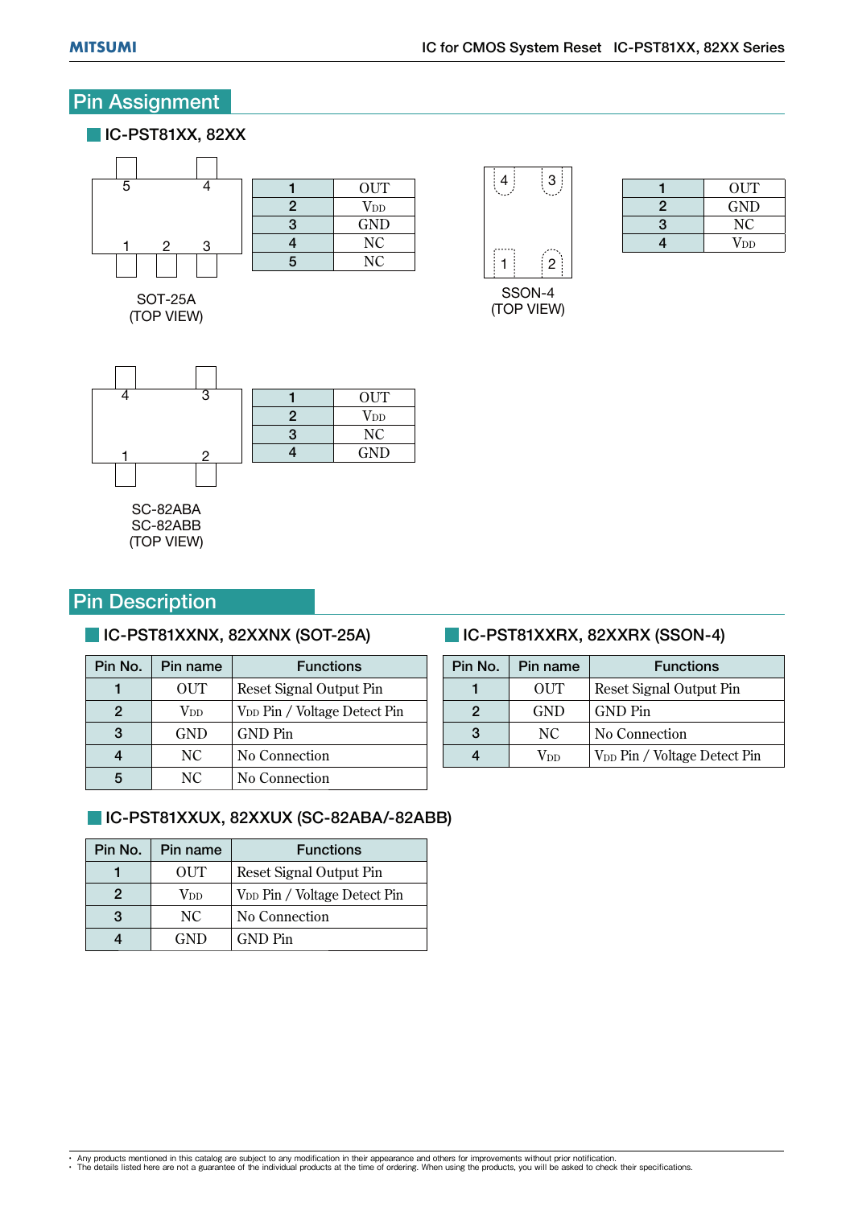## Pin Assignment

### IC-PST81XX, 82XX

SOT-25A
(TOP VIEW)

| 1 | OUT |
|---|---|
| 2 | $V_{DD}$ |
| 3 | GND |
| 4 | NC |
| 5 | NC |

SSON-4
(TOP VIEW)

| 1 | OUT |
|---|---|
| 2 | GND |
| 3 | NC |
| 4 | $V_{DD}$ |

SC-82ABA
SC-82ABB
(TOP VIEW)

| 1 | OUT |
|---|---|
| 2 | $V_{DD}$ |
| 3 | NC |
| 4 | GND |

## Pin Description

### IC-PST81XXNX, 82XXNX (SOT-25A)

| Pin No. | Pin name | Functions |
|---|---|---|
| 1 | OUT | Reset Signal Output Pin |
| 2 | $V_{DD}$ | $V_{DD}$ Pin / Voltage Detect Pin |
| 3 | GND | GND Pin |
| 4 | NC | No Connection |
| 5 | NC | No Connection |

### IC-PST81XXRX, 82XXRX (SSON-4)

| Pin No. | Pin name | Functions |
|---|---|---|
| 1 | OUT | Reset Signal Output Pin |
| 2 | GND | GND Pin |
| 3 | NC | No Connection |
| 4 | $V_{DD}$ | $V_{DD}$ Pin / Voltage Detect Pin |

### IC-PST81XXUX, 82XXUX (SC-82ABA/-82ABB)

| Pin No. | Pin name | Functions |
|---|---|---|
| 1 | OUT | Reset Signal Output Pin |
| 2 | $V_{DD}$ | $V_{DD}$ Pin / Voltage Detect Pin |
| 3 | NC | No Connection |
| 4 | GND | GND Pin |

- Any products mentioned in this catalog are subject to any modification in their appearance and others for improvements without prior notification.
- The details listed here are not a guarantee of the individual products at the time of ordering. When using the products, you will be asked to check their specifications.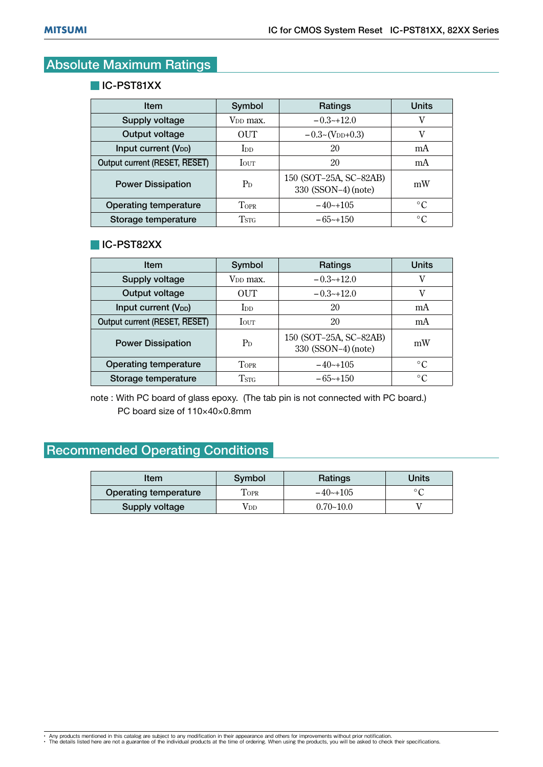## Absolute Maximum Ratings

### IC-PST81XX

| Item | Symbol | Ratings | Units |
|---|---|---|---|
| Supply voltage | $V_{DD}$ max. | −0.3~+12.0 | V |
| Output voltage | OUT | −0.3~($V_{DD}$+0.3) | V |
| Input current ($V_{DD}$) | $I_{DD}$ | 20 | mA |
| Output current (RESET, $\overline{RESET}$) | $I_{OUT}$ | 20 | mA |
| Power Dissipation | $P_D$ | 150 (SOT-25A, SC-82AB)<br>330 (SSON-4) (note) | mW |
| Operating temperature | $T_{OPR}$ | −40~+105 | °C |
| Storage temperature | $T_{STG}$ | −65~+150 | °C |

### IC-PST82XX

| Item | Symbol | Ratings | Units |
|---|---|---|---|
| Supply voltage | $V_{DD}$ max. | −0.3~+12.0 | V |
| Output voltage | OUT | −0.3~+12.0 | V |
| Input current ($V_{DD}$) | $I_{DD}$ | 20 | mA |
| Output current (RESET, $\overline{RESET}$) | $I_{OUT}$ | 20 | mA |
| Power Dissipation | $P_D$ | 150 (SOT-25A, SC-82AB)<br>330 (SSON-4) (note) | mW |
| Operating temperature | $T_{OPR}$ | −40~+105 | °C |
| Storage temperature | $T_{STG}$ | −65~+150 | °C |

note : With PC board of glass epoxy. (The tab pin is not connected with PC board.)
PC board size of 110×40×0.8mm

## Recommended Operating Conditions

| Item | Symbol | Ratings | Units |
|---|---|---|---|
| Operating temperature | $T_{OPR}$ | −40~+105 | °C |
| Supply voltage | $V_{DD}$ | 0.70~10.0 | V |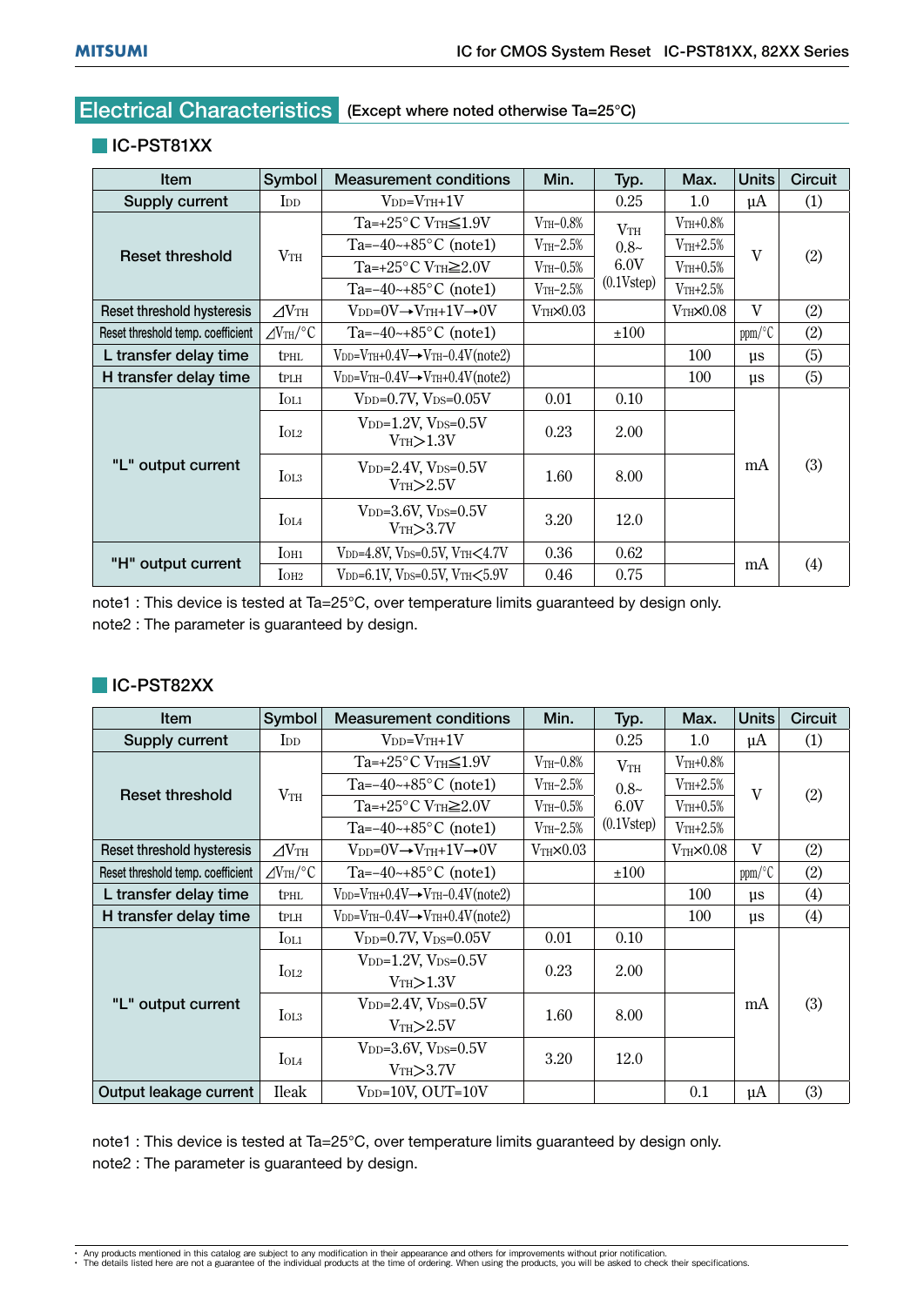## Electrical Characteristics (Except where noted otherwise Ta=25°C)

### IC-PST81XX

| Item | Symbol | Measurement conditions | Min. | Typ. | Max. | Units | Circuit |
|---|---|---|---|---|---|---|---|
| Supply current | $I_{DD}$ | $V_{DD}=V_{TH}+1V$ | | 0.25 | 1.0 | µA | (1) |
| Reset threshold | $V_{TH}$ | Ta=+25°C $V_{TH}≦1.9V$ | $V_{TH}$-0.8% | $V_{TH}$ 0.8~6.0V (0.1Vstep) | $V_{TH}$+0.8% | V | (2) |
| | | Ta=-40~+85°C (note1) | $V_{TH}$-2.5% | | $V_{TH}$+2.5% | | |
| | | Ta=+25°C $V_{TH}≧2.0V$ | $V_{TH}$-0.5% | | $V_{TH}$+0.5% | | |
| | | Ta=-40~+85°C (note1) | $V_{TH}$-2.5% | | $V_{TH}$+2.5% | | |
| Reset threshold hysteresis | $\Delta V_{TH}$ | $V_{DD}=0V→V_{TH}+1V→0V$ | $V_{TH}$×0.03 | | $V_{TH}$×0.08 | V | (2) |
| Reset threshold temp. coefficient | $\Delta V_{TH}/°C$ | Ta=-40~+85°C (note1) | | ±100 | | ppm/°C | (2) |
| L transfer delay time | $t_{PHL}$ | $V_{DD}=V_{TH}+0.4V→V_{TH}-0.4V$ (note2) | | | 100 | µs | (5) |
| H transfer delay time | $t_{PLH}$ | $V_{DD}=V_{TH}-0.4V→V_{TH}+0.4V$ (note2) | | | 100 | µs | (5) |
| "L" output current | $I_{OL1}$ | $V_{DD}=0.7V$, $V_{DS}=0.05V$ | 0.01 | 0.10 | | mA | (3) |
| | $I_{OL2}$ | $V_{DD}=1.2V$, $V_{DS}=0.5V$ $V_{TH}>1.3V$ | 0.23 | 2.00 | | | |
| | $I_{OL3}$ | $V_{DD}=2.4V$, $V_{DS}=0.5V$ $V_{TH}>2.5V$ | 1.60 | 8.00 | | | |
| | $I_{OL4}$ | $V_{DD}=3.6V$, $V_{DS}=0.5V$ $V_{TH}>3.7V$ | 3.20 | 12.0 | | | |
| "H" output current | $I_{OH1}$ | $V_{DD}=4.8V$, $V_{DS}=0.5V$, $V_{TH}<4.7V$ | 0.36 | 0.62 | | mA | (4) |
| | $I_{OH2}$ | $V_{DD}=6.1V$, $V_{DS}=0.5V$, $V_{TH}<5.9V$ | 0.46 | 0.75 | | | |

note1 : This device is tested at Ta=25°C, over temperature limits guaranteed by design only.
note2 : The parameter is guaranteed by design.

### IC-PST82XX

| Item | Symbol | Measurement conditions | Min. | Typ. | Max. | Units | Circuit |
|---|---|---|---|---|---|---|---|
| Supply current | $I_{DD}$ | $V_{DD}=V_{TH}+1V$ | | 0.25 | 1.0 | µA | (1) |
| Reset threshold | $V_{TH}$ | Ta=+25°C $V_{TH}≦1.9V$ | $V_{TH}$-0.8% | $V_{TH}$ 0.8~6.0V (0.1Vstep) | $V_{TH}$+0.8% | V | (2) |
| | | Ta=-40~+85°C (note1) | $V_{TH}$-2.5% | | $V_{TH}$+2.5% | | |
| | | Ta=+25°C $V_{TH}≧2.0V$ | $V_{TH}$-0.5% | | $V_{TH}$+0.5% | | |
| | | Ta=-40~+85°C (note1) | $V_{TH}$-2.5% | | $V_{TH}$+2.5% | | |
| Reset threshold hysteresis | $\Delta V_{TH}$ | $V_{DD}=0V→V_{TH}+1V→0V$ | $V_{TH}$×0.03 | | $V_{TH}$×0.08 | V | (2) |
| Reset threshold temp. coefficient | $\Delta V_{TH}/°C$ | Ta=-40~+85°C (note1) | | ±100 | | ppm/°C | (2) |
| L transfer delay time | $t_{PHL}$ | $V_{DD}=V_{TH}+0.4V→V_{TH}-0.4V$ (note2) | | | 100 | µs | (4) |
| H transfer delay time | $t_{PLH}$ | $V_{DD}=V_{TH}-0.4V→V_{TH}+0.4V$ (note2) | | | 100 | µs | (4) |
| "L" output current | $I_{OL1}$ | $V_{DD}=0.7V$, $V_{DS}=0.05V$ | 0.01 | 0.10 | | mA | (3) |
| | $I_{OL2}$ | $V_{DD}=1.2V$, $V_{DS}=0.5V$ $V_{TH}>1.3V$ | 0.23 | 2.00 | | | |
| | $I_{OL3}$ | $V_{DD}=2.4V$, $V_{DS}=0.5V$ $V_{TH}>2.5V$ | 1.60 | 8.00 | | | |
| | $I_{OL4}$ | $V_{DD}=3.6V$, $V_{DS}=0.5V$ $V_{TH}>3.7V$ | 3.20 | 12.0 | | | |
| Output leakage current | Ileak | $V_{DD}=10V$, OUT=10V | | | 0.1 | µA | (3) |

note1 : This device is tested at Ta=25°C, over temperature limits guaranteed by design only.
note2 : The parameter is guaranteed by design.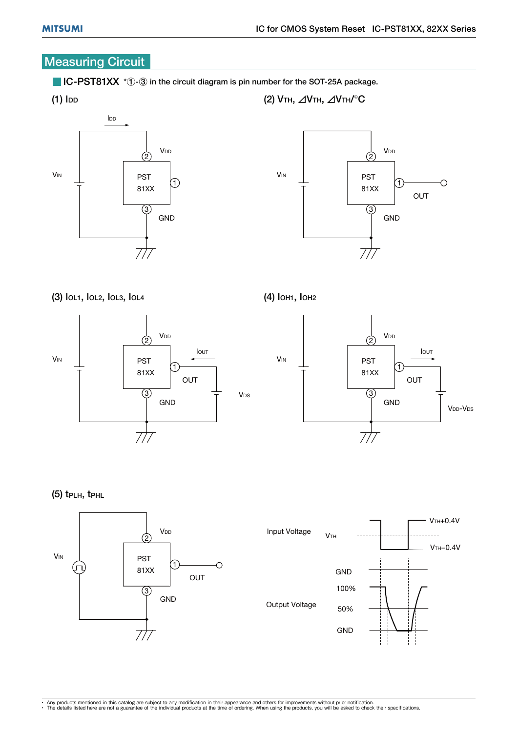## Measuring Circuit

### IC-PST81XX *①-③ in the circuit diagram is pin number for the SOT-25A package.

(1) $I_{DD}$

$I_{DD}$

$V_{IN}$

$V_{DD}$ ② PST 81XX ① ③ GND

(2) $V_{TH}$, $\Delta V_{TH}$, $\Delta V_{TH}$/°C

$V_{IN}$

$V_{DD}$ ② PST 81XX ① OUT ③ GND

(3) $I_{OL1}$, $I_{OL2}$, $I_{OL3}$, $I_{OL4}$

$V_{IN}$

$V_{DD}$ ② PST 81XX ① $I_{OUT}$ OUT ③ GND $V_{DS}$

(4) $I_{OH1}$, $I_{OH2}$

$V_{IN}$

$V_{DD}$ ② PST 81XX ① $I_{OUT}$ OUT ③ GND $V_{DD}$-$V_{DS}$

(5) $t_{PLH}$, $t_{PHL}$

$V_{IN}$

$V_{DD}$ ② PST 81XX ① OUT ③ GND

Input Voltage: $V_{TH}$, $V_{TH}$+0.4V, $V_{TH}$–0.4V, GND

Output Voltage: 100%, 50%, GND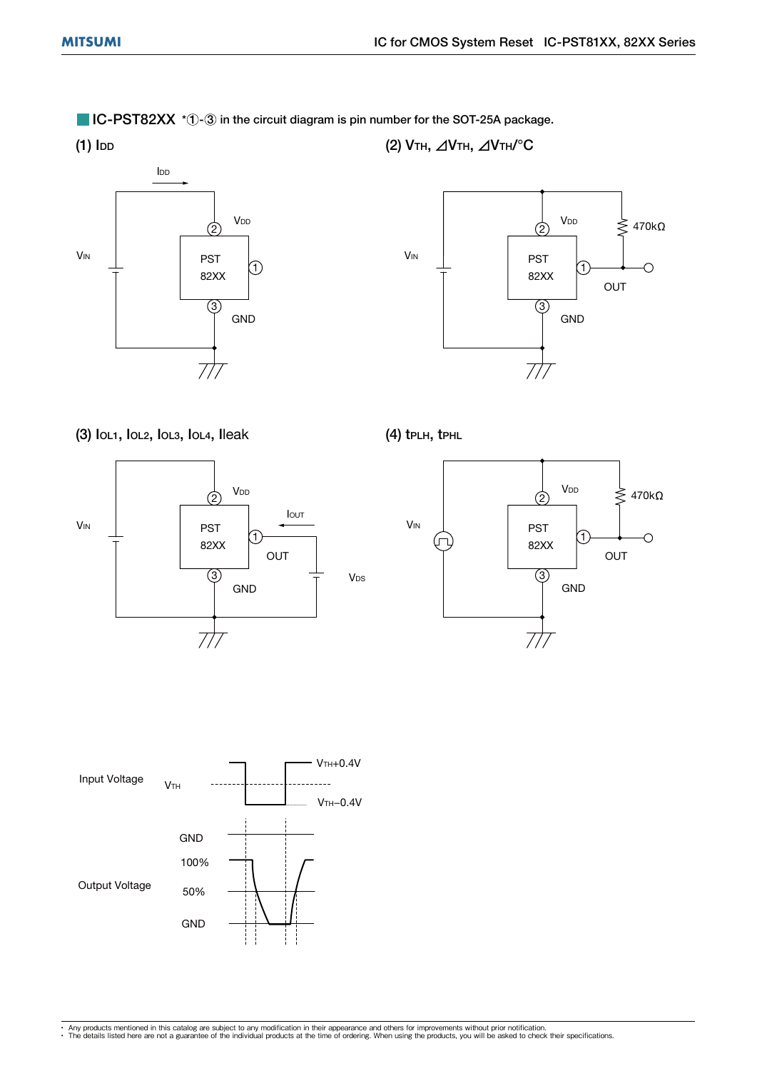## IC-PST82XX *①-③ in the circuit diagram is pin number for the SOT-25A package.

(1) $I_{DD}$

$I_{DD}$

$V_{IN}$

$V_{DD}$

PST 82XX

GND

(2) $V_{TH}$, $\Delta V_{TH}$, $\Delta V_{TH}$/°C

$V_{IN}$

$V_{DD}$

470kΩ

PST 82XX

OUT

GND

(3) $I_{OL1}$, $I_{OL2}$, $I_{OL3}$, $I_{OL4}$, Ileak

$V_{IN}$

$V_{DD}$

$I_{OUT}$

PST 82XX

OUT

$V_{DS}$

GND

(4) $t_{PLH}$, $t_{PHL}$

$V_{IN}$

$V_{DD}$

470kΩ

PST 82XX

OUT

GND

Input Voltage

$V_{TH}$

$V_{TH}$+0.4V

$V_{TH}$–0.4V

Output Voltage

GND

100%

50%

GND

- Any products mentioned in this catalog are subject to any modification in their appearance and others for improvements without prior notification.
- The details listed here are not a guarantee of the individual products at the time of ordering. When using the products, you will be asked to check their specifications.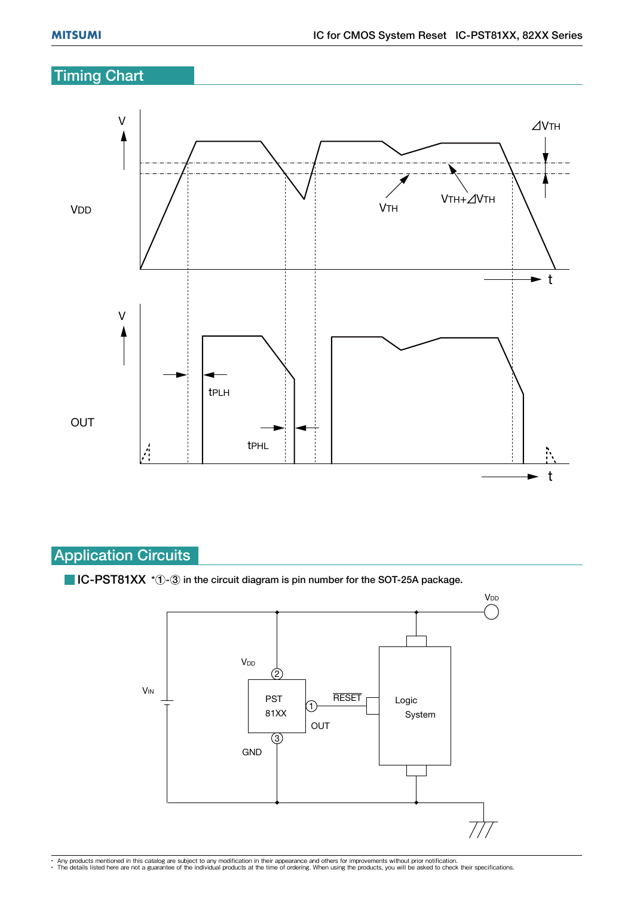## Timing Chart

## Application Circuits

**IC-PST81XX** *①-③ in the circuit diagram is pin number for the SOT-25A package.

- Any products mentioned in this catalog are subject to any modification in their appearance and others for improvements without prior notification.
- The details listed here are not a guarantee of the individual products at the time of ordering. When using the products, you will be asked to check their specifications.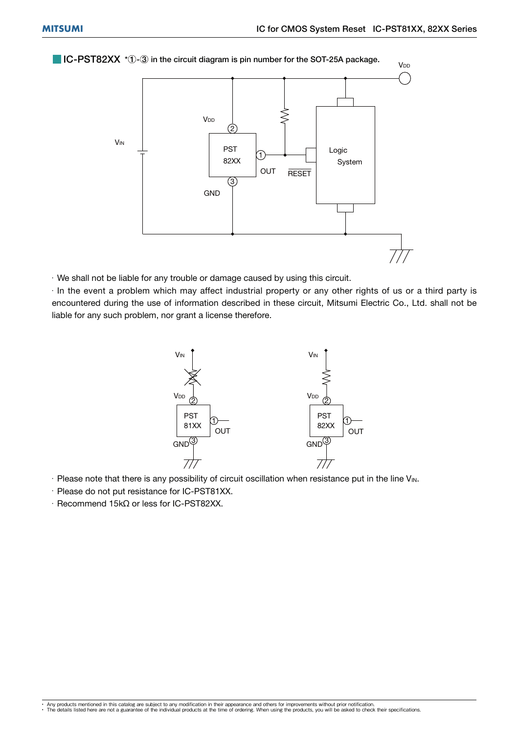## IC-PST82XX *①-③ in the circuit diagram is pin number for the SOT-25A package.

· We shall not be liable for any trouble or damage caused by using this circuit.

· In the event a problem which may affect industrial property or any other rights of us or a third party is encountered during the use of information described in these circuit, Mitsumi Electric Co., Ltd. shall not be liable for any such problem, nor grant a license therefore.

· Please note that there is any possibility of circuit oscillation when resistance put in the line $V_{IN}$.

· Please do not put resistance for IC-PST81XX.

· Recommend 15kΩ or less for IC-PST82XX.

- Any products mentioned in this catalog are subject to any modification in their appearance and others for improvements without prior notification.
- The details listed here are not a guarantee of the individual products at the time of ordering. When using the products, you will be asked to check their specifications.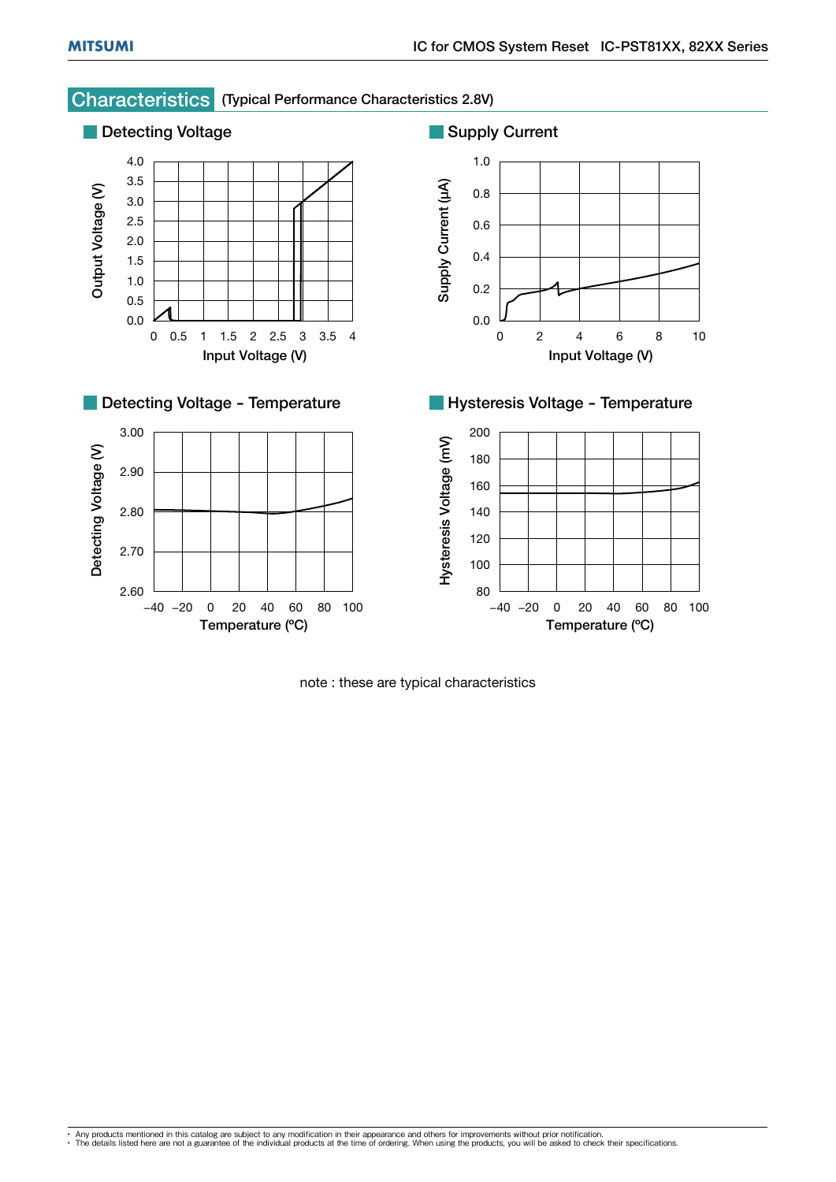## Characteristics (Typical Performance Characteristics 2.8V)

### Detecting Voltage

### Supply Current

### Detecting Voltage - Temperature

### Hysteresis Voltage - Temperature

note : these are typical characteristics

- Any products mentioned in this catalog are subject to any modification in their appearance and others for improvements without prior notification.
- The details listed here are not a guarantee of the individual products at the time of ordering. When using the products, you will be asked to check their specifications.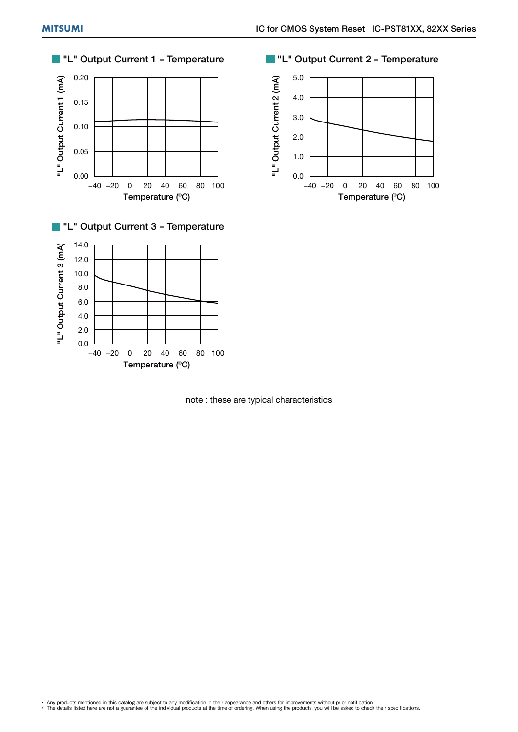■ "L" Output Current 1 - Temperature

"L" Output Current 1 (mA)

0.20
0.15
0.10
0.05
0.00

–40 –20 0 20 40 60 80 100

Temperature (ºC)

■ "L" Output Current 2 - Temperature

"L" Output Current 2 (mA)

5.0
4.0
3.0
2.0
1.0
0.0

–40 –20 0 20 40 60 80 100

Temperature (ºC)

■ "L" Output Current 3 - Temperature

"L" Output Current 3 (mA)

14.0
12.0
10.0
8.0
6.0
4.0
2.0
0.0

–40 –20 0 20 40 60 80 100

Temperature (ºC)

note : these are typical characteristics

- Any products mentioned in this catalog are subject to any modification in their appearance and others for improvements without prior notification.
- The details listed here are not a guarantee of the individual products at the time of ordering. When using the products, you will be asked to check their specifications.